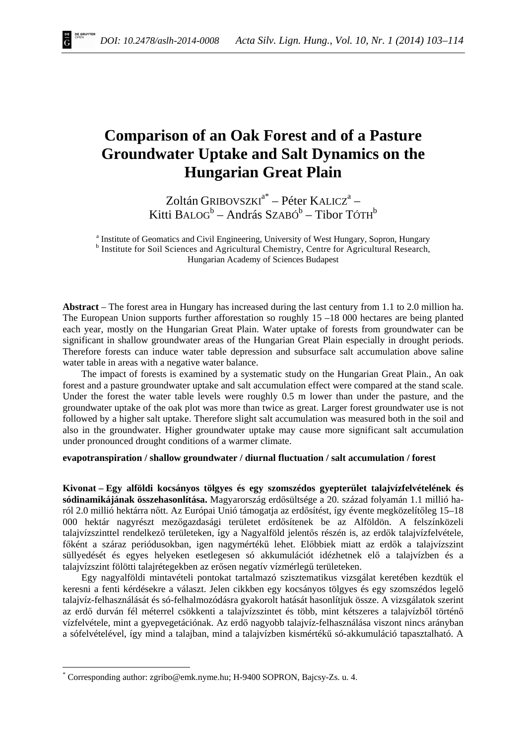# Comparison of an Oak Forest and of a Pasture Groundwater Uptake and Salt Dynamics on the Hungarian Great Plain

Zoltán GRIBOVSZKI[a*] – Péter KALICZ[a] – Kitti BALOG[b] – András SZABÓ[b] – Tibor TÓTH[b]

[a] Institute of Geomatics and Civil Engineering, University of West Hungary, Sopron, Hungary
[b] Institute for Soil Sciences and Agricultural Chemistry, Centre for Agricultural Research, Hungarian Academy of Sciences Budapest

**Abstract** – The forest area in Hungary has increased during the last century from 1.1 to 2.0 million ha. The European Union supports further afforestation so roughly 15 –18 000 hectares are being planted each year, mostly on the Hungarian Great Plain. Water uptake of forests from groundwater can be significant in shallow groundwater areas of the Hungarian Great Plain especially in drought periods. Therefore forests can induce water table depression and subsurface salt accumulation above saline water table in areas with a negative water balance.

The impact of forests is examined by a systematic study on the Hungarian Great Plain., An oak forest and a pasture groundwater uptake and salt accumulation effect were compared at the stand scale. Under the forest the water table levels were roughly 0.5 m lower than under the pasture, and the groundwater uptake of the oak plot was more than twice as great. Larger forest groundwater use is not followed by a higher salt uptake. Therefore slight salt accumulation was measured both in the soil and also in the groundwater. Higher groundwater uptake may cause more significant salt accumulation under pronounced drought conditions of a warmer climate.

**evapotranspiration / shallow groundwater / diurnal fluctuation / salt accumulation / forest**

**Kivonat – Egy alföldi kocsányos tölgyes és egy szomszédos gyepterület talajvízfelvételének és sódinamikájának összehasonlítása.** Magyarország erdősültsége a 20. század folyamán 1.1 millió haról 2.0 millió hektárra nőtt. Az Európai Unió támogatja az erdősítést, így évente megközelítőleg 15–18 000 hektár nagyrészt mezőgazdasági területet erdősítenek be az Alföldön. A felszínközeli talajvízszinttel rendelkező területeken, így a Nagyalföld jelentős részén is, az erdők talajvízfelvétele, főként a száraz periódusokban, igen nagymértékű lehet. Előbbiek miatt az erdők a talajvízszint süllyedését és egyes helyeken esetlegesen só akkumulációt idézhetnek elő a talajvízben és a talajvízszint fölötti talajrétegekben az erősen negatív vízmérlegű területeken.

Egy nagyalföldi mintavételi pontokat tartalmazó szisztematikus vizsgálat keretében kezdtük el keresni a fenti kérdésekre a választ. Jelen cikkben egy kocsányos tölgyes és egy szomszédos legelő talajvíz-felhasználását és só-felhalmozódásra gyakorolt hatását hasonlítjuk össze. A vizsgálatok szerint az erdő durván fél méterrel csökkenti a talajvízszintet és több, mint kétszeres a talajvízből történő vízfelvétele, mint a gyepvegetációnak. Az erdő nagyobb talajvíz-felhasználása viszont nincs arányban a sófelvételével, így mind a talajban, mind a talajvízben kismértékű só-akkumuláció tapasztalható. A

[*] Corresponding author: zgribo@emk.nyme.hu; H-9400 SOPRON, Bajcsy-Zs. u. 4.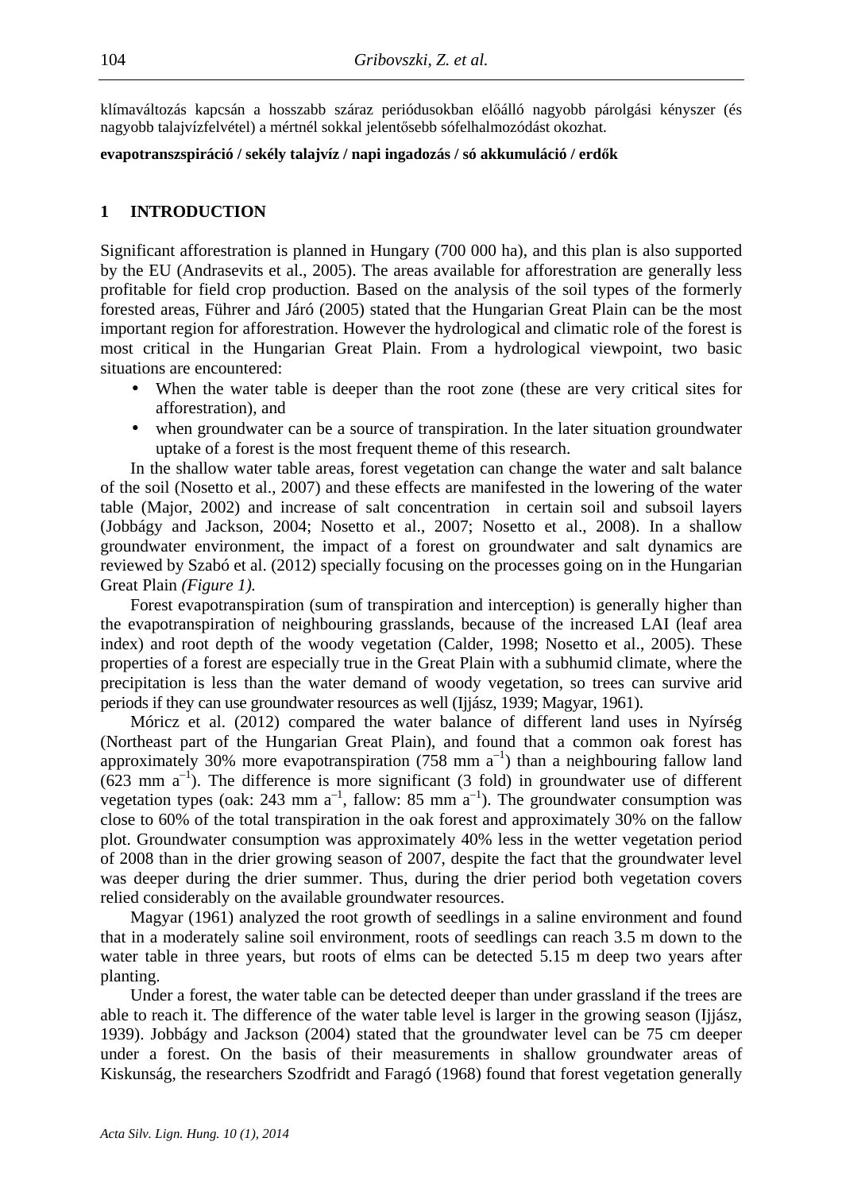klímaváltozás kapcsán a hosszabb száraz periódusokban előálló nagyobb párolgási kényszer (és nagyobb talajvízfelvétel) a mértnél sokkal jelentősebb sófelhalmozódást okozhat.

**evapotranszspiráció / sekély talajvíz / napi ingadozás / só akkumuláció / erdők**

## 1 INTRODUCTION

Significant afforestration is planned in Hungary (700 000 ha), and this plan is also supported by the EU (Andrasevits et al., 2005). The areas available for afforestration are generally less profitable for field crop production. Based on the analysis of the soil types of the formerly forested areas, Führer and Járó (2005) stated that the Hungarian Great Plain can be the most important region for afforestration. However the hydrological and climatic role of the forest is most critical in the Hungarian Great Plain. From a hydrological viewpoint, two basic situations are encountered:

- When the water table is deeper than the root zone (these are very critical sites for afforestration), and
- when groundwater can be a source of transpiration. In the later situation groundwater uptake of a forest is the most frequent theme of this research.

In the shallow water table areas, forest vegetation can change the water and salt balance of the soil (Nosetto et al., 2007) and these effects are manifested in the lowering of the water table (Major, 2002) and increase of salt concentration in certain soil and subsoil layers (Jobbágy and Jackson, 2004; Nosetto et al., 2007; Nosetto et al., 2008). In a shallow groundwater environment, the impact of a forest on groundwater and salt dynamics are reviewed by Szabó et al. (2012) specially focusing on the processes going on in the Hungarian Great Plain *(Figure 1)*.

Forest evapotranspiration (sum of transpiration and interception) is generally higher than the evapotranspiration of neighbouring grasslands, because of the increased LAI (leaf area index) and root depth of the woody vegetation (Calder, 1998; Nosetto et al., 2005). These properties of a forest are especially true in the Great Plain with a subhumid climate, where the precipitation is less than the water demand of woody vegetation, so trees can survive arid periods if they can use groundwater resources as well (Ijjász, 1939; Magyar, 1961).

Móricz et al. (2012) compared the water balance of different land uses in Nyírség (Northeast part of the Hungarian Great Plain), and found that a common oak forest has approximately 30% more evapotranspiration (758 mm $a^{-1}$) than a neighbouring fallow land (623 mm $a^{-1}$). The difference is more significant (3 fold) in groundwater use of different vegetation types (oak: 243 mm $a^{-1}$, fallow: 85 mm $a^{-1}$). The groundwater consumption was close to 60% of the total transpiration in the oak forest and approximately 30% on the fallow plot. Groundwater consumption was approximately 40% less in the wetter vegetation period of 2008 than in the drier growing season of 2007, despite the fact that the groundwater level was deeper during the drier summer. Thus, during the drier period both vegetation covers relied considerably on the available groundwater resources.

Magyar (1961) analyzed the root growth of seedlings in a saline environment and found that in a moderately saline soil environment, roots of seedlings can reach 3.5 m down to the water table in three years, but roots of elms can be detected 5.15 m deep two years after planting.

Under a forest, the water table can be detected deeper than under grassland if the trees are able to reach it. The difference of the water table level is larger in the growing season (Ijjász, 1939). Jobbágy and Jackson (2004) stated that the groundwater level can be 75 cm deeper under a forest. On the basis of their measurements in shallow groundwater areas of Kiskunság, the researchers Szodfridt and Faragó (1968) found that forest vegetation generally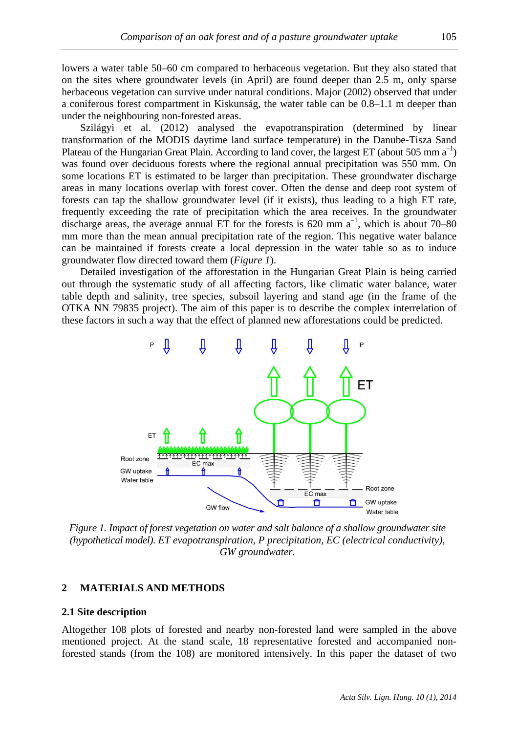lowers a water table 50–60 cm compared to herbaceous vegetation. But they also stated that on the sites where groundwater levels (in April) are found deeper than 2.5 m, only sparse herbaceous vegetation can survive under natural conditions. Major (2002) observed that under a coniferous forest compartment in Kiskunság, the water table can be 0.8–1.1 m deeper than under the neighbouring non-forested areas.

Szilágyi et al. (2012) analysed the evapotranspiration (determined by linear transformation of the MODIS daytime land surface temperature) in the Danube-Tisza Sand Plateau of the Hungarian Great Plain. According to land cover, the largest ET (about 505 mm $a^{-1}$) was found over deciduous forests where the regional annual precipitation was 550 mm. On some locations ET is estimated to be larger than precipitation. These groundwater discharge areas in many locations overlap with forest cover. Often the dense and deep root system of forests can tap the shallow groundwater level (if it exists), thus leading to a high ET rate, frequently exceeding the rate of precipitation which the area receives. In the groundwater discharge areas, the average annual ET for the forests is 620 mm $a^{-1}$, which is about 70–80 mm more than the mean annual precipitation rate of the region. This negative water balance can be maintained if forests create a local depression in the water table so as to induce groundwater flow directed toward them (*Figure 1*).

Detailed investigation of the afforestation in the Hungarian Great Plain is being carried out through the systematic study of all affecting factors, like climatic water balance, water table depth and salinity, tree species, subsoil layering and stand age (in the frame of the OTKA NN 79835 project). The aim of this paper is to describe the complex interrelation of these factors in such a way that the effect of planned new afforestations could be predicted.

*Figure 1. Impact of forest vegetation on water and salt balance of a shallow groundwater site (hypothetical model). ET evapotranspiration, P precipitation, EC (electrical conductivity), GW groundwater.*

## 2 MATERIALS AND METHODS

### 2.1 Site description

Altogether 108 plots of forested and nearby non-forested land were sampled in the above mentioned project. At the stand scale, 18 representative forested and accompanied non-forested stands (from the 108) are monitored intensively. In this paper the dataset of two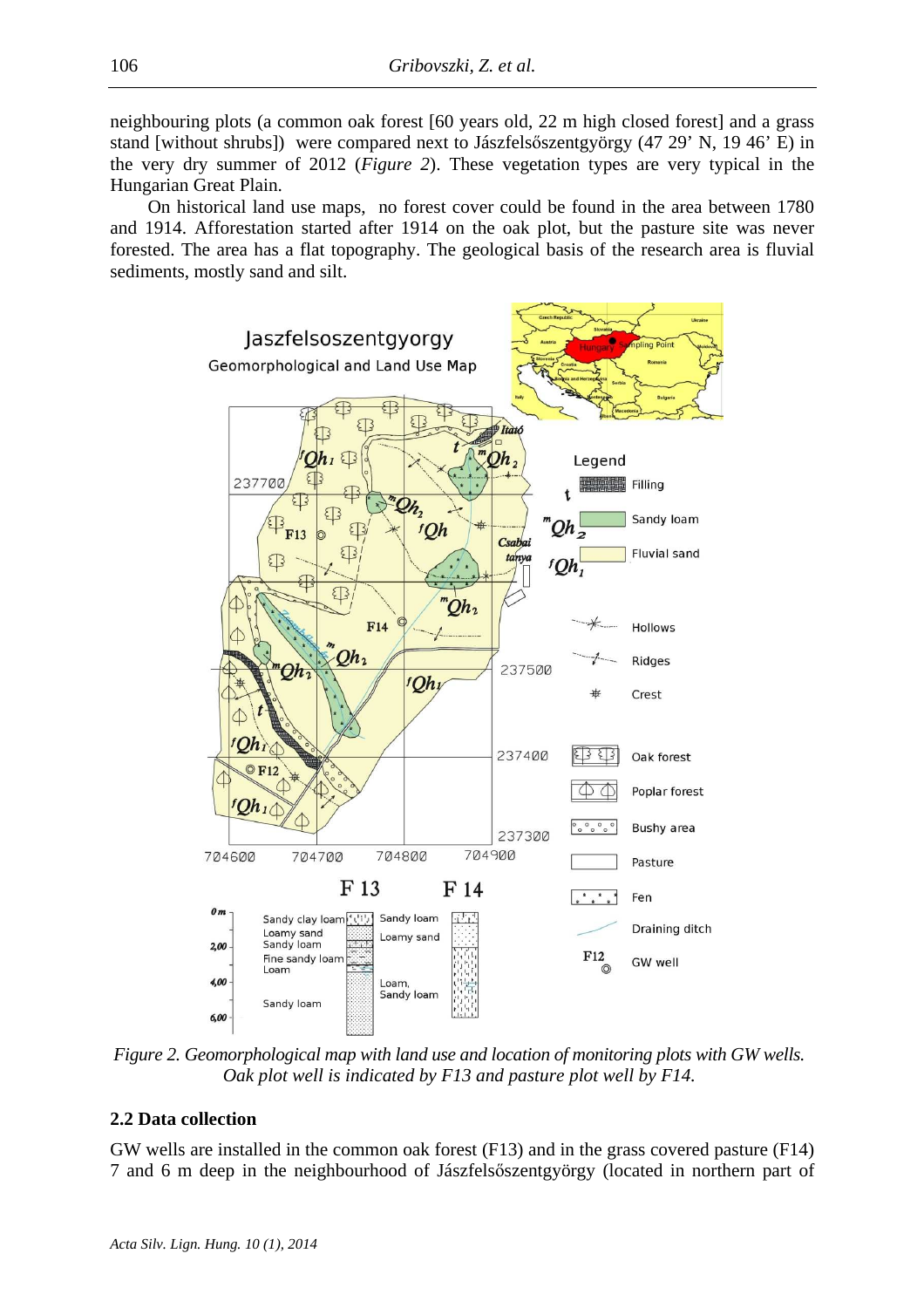neighbouring plots (a common oak forest [60 years old, 22 m high closed forest] and a grass stand [without shrubs]) were compared next to Jászfelsőszentgyörgy (47 29' N, 19 46' E) in the very dry summer of 2012 (*Figure 2*). These vegetation types are very typical in the Hungarian Great Plain.

On historical land use maps, no forest cover could be found in the area between 1780 and 1914. Afforestation started after 1914 on the oak plot, but the pasture site was never forested. The area has a flat topography. The geological basis of the research area is fluvial sediments, mostly sand and silt.

*Figure 2. Geomorphological map with land use and location of monitoring plots with GW wells. Oak plot well is indicated by F13 and pasture plot well by F14.*

### 2.2 Data collection

GW wells are installed in the common oak forest (F13) and in the grass covered pasture (F14) 7 and 6 m deep in the neighbourhood of Jászfelsőszentgyörgy (located in northern part of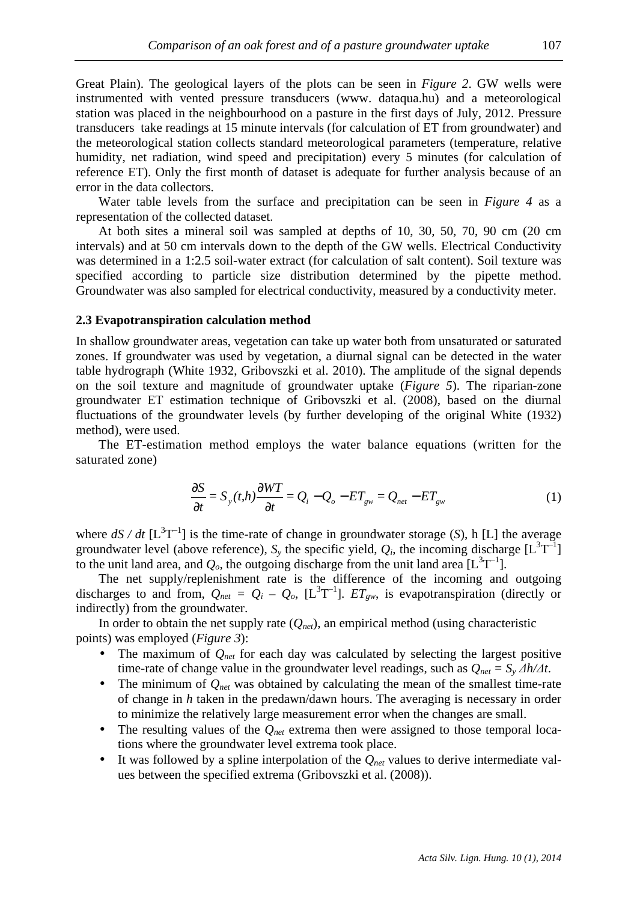Great Plain). The geological layers of the plots can be seen in *Figure 2*. GW wells were instrumented with vented pressure transducers (www. dataqua.hu) and a meteorological station was placed in the neighbourhood on a pasture in the first days of July, 2012. Pressure transducers take readings at 15 minute intervals (for calculation of ET from groundwater) and the meteorological station collects standard meteorological parameters (temperature, relative humidity, net radiation, wind speed and precipitation) every 5 minutes (for calculation of reference ET). Only the first month of dataset is adequate for further analysis because of an error in the data collectors.

Water table levels from the surface and precipitation can be seen in *Figure 4* as a representation of the collected dataset.

At both sites a mineral soil was sampled at depths of 10, 30, 50, 70, 90 cm (20 cm intervals) and at 50 cm intervals down to the depth of the GW wells. Electrical Conductivity was determined in a 1:2.5 soil-water extract (for calculation of salt content). Soil texture was specified according to particle size distribution determined by the pipette method. Groundwater was also sampled for electrical conductivity, measured by a conductivity meter.

### 2.3 Evapotranspiration calculation method

In shallow groundwater areas, vegetation can take up water both from unsaturated or saturated zones. If groundwater was used by vegetation, a diurnal signal can be detected in the water table hydrograph (White 1932, Gribovszki et al. 2010). The amplitude of the signal depends on the soil texture and magnitude of groundwater uptake (*Figure 5*). The riparian-zone groundwater ET estimation technique of Gribovszki et al. (2008), based on the diurnal fluctuations of the groundwater levels (by further developing of the original White (1932) method), were used.

The ET-estimation method employs the water balance equations (written for the saturated zone)

$$\frac{\partial S}{\partial t} = S_y(t,h)\frac{\partial WT}{\partial t} = Q_i - Q_o - ET_{gw} = Q_{net} - ET_{gw} \tag{1}$$

where $dS / dt$ [$L^3T^{-1}$] is the time-rate of change in groundwater storage ($S$), h [L] the average groundwater level (above reference), $S_y$ the specific yield, $Q_i$, the incoming discharge [$L^3T^{-1}$] to the unit land area, and $Q_o$, the outgoing discharge from the unit land area [$L^3T^{-1}$].

The net supply/replenishment rate is the difference of the incoming and outgoing discharges to and from, $Q_{net} = Q_i - Q_o$, [$L^3T^{-1}$]. $ET_{gw}$, is evapotranspiration (directly or indirectly) from the groundwater.

In order to obtain the net supply rate ($Q_{net}$), an empirical method (using characteristic points) was employed (*Figure 3*):

- The maximum of $Q_{net}$ for each day was calculated by selecting the largest positive time-rate of change value in the groundwater level readings, such as $Q_{net} = S_y \Delta h/\Delta t$.
- The minimum of $Q_{net}$ was obtained by calculating the mean of the smallest time-rate of change in $h$ taken in the predawn/dawn hours. The averaging is necessary in order to minimize the relatively large measurement error when the changes are small.
- The resulting values of the $Q_{net}$ extrema then were assigned to those temporal locations where the groundwater level extrema took place.
- It was followed by a spline interpolation of the $Q_{net}$ values to derive intermediate values between the specified extrema (Gribovszki et al. (2008)).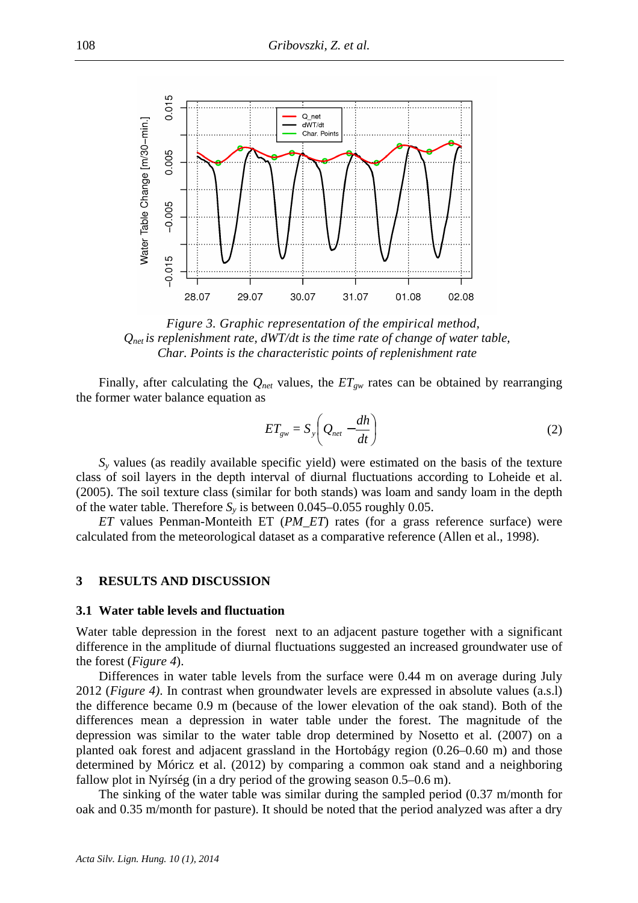*Figure 3. Graphic representation of the empirical method, $Q_{net}$ is replenishment rate, dWT/dt is the time rate of change of water table, Char. Points is the characteristic points of replenishment rate*

Finally, after calculating the $Q_{net}$ values, the $ET_{gw}$ rates can be obtained by rearranging the former water balance equation as

$$ET_{gw} = S_y\left(Q_{net} - \frac{dh}{dt}\right) \tag{2}$$

$S_y$ values (as readily available specific yield) were estimated on the basis of the texture class of soil layers in the depth interval of diurnal fluctuations according to Loheide et al. (2005). The soil texture class (similar for both stands) was loam and sandy loam in the depth of the water table. Therefore $S_y$ is between 0.045–0.055 roughly 0.05.

*ET* values Penman-Monteith ET (*PM_ET*) rates (for a grass reference surface) were calculated from the meteorological dataset as a comparative reference (Allen et al., 1998).

## 3 RESULTS AND DISCUSSION

### 3.1 Water table levels and fluctuation

Water table depression in the forest next to an adjacent pasture together with a significant difference in the amplitude of diurnal fluctuations suggested an increased groundwater use of the forest (*Figure 4*).

Differences in water table levels from the surface were 0.44 m on average during July 2012 (*Figure 4)*. In contrast when groundwater levels are expressed in absolute values (a.s.l) the difference became 0.9 m (because of the lower elevation of the oak stand). Both of the differences mean a depression in water table under the forest. The magnitude of the depression was similar to the water table drop determined by Nosetto et al. (2007) on a planted oak forest and adjacent grassland in the Hortobágy region (0.26–0.60 m) and those determined by Móricz et al. (2012) by comparing a common oak stand and a neighboring fallow plot in Nyírség (in a dry period of the growing season 0.5–0.6 m).

The sinking of the water table was similar during the sampled period (0.37 m/month for oak and 0.35 m/month for pasture). It should be noted that the period analyzed was after a dry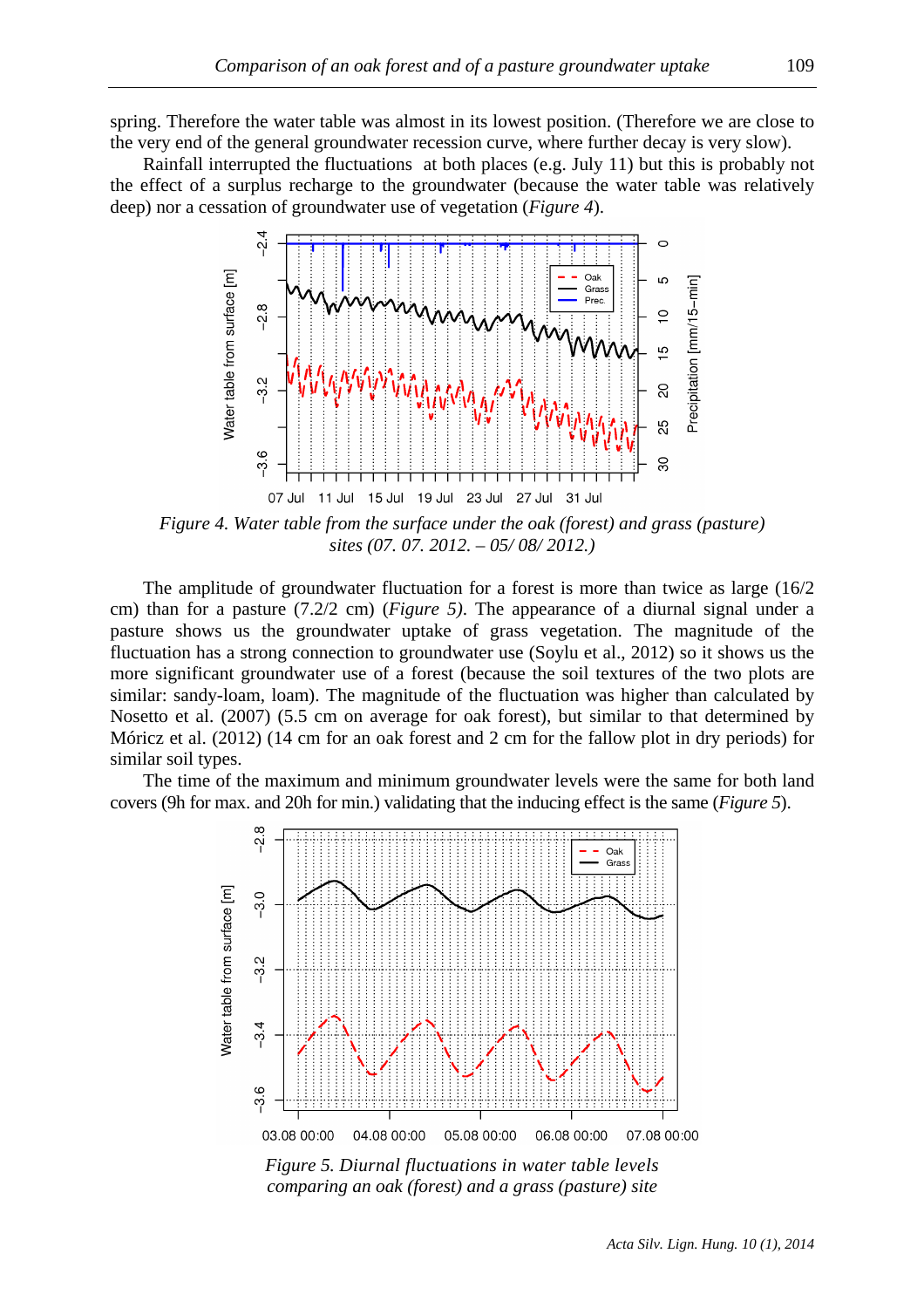spring. Therefore the water table was almost in its lowest position. (Therefore we are close to the very end of the general groundwater recession curve, where further decay is very slow).

Rainfall interrupted the fluctuations at both places (e.g. July 11) but this is probably not the effect of a surplus recharge to the groundwater (because the water table was relatively deep) nor a cessation of groundwater use of vegetation (*Figure 4*).

*Figure 4. Water table from the surface under the oak (forest) and grass (pasture) sites (07. 07. 2012. – 05/ 08/ 2012.)*

The amplitude of groundwater fluctuation for a forest is more than twice as large (16/2 cm) than for a pasture (7.2/2 cm) (*Figure 5*). The appearance of a diurnal signal under a pasture shows us the groundwater uptake of grass vegetation. The magnitude of the fluctuation has a strong connection to groundwater use (Soylu et al., 2012) so it shows us the more significant groundwater use of a forest (because the soil textures of the two plots are similar: sandy-loam, loam). The magnitude of the fluctuation was higher than calculated by Nosetto et al. (2007) (5.5 cm on average for oak forest), but similar to that determined by Móricz et al. (2012) (14 cm for an oak forest and 2 cm for the fallow plot in dry periods) for similar soil types.

The time of the maximum and minimum groundwater levels were the same for both land covers (9h for max. and 20h for min.) validating that the inducing effect is the same (*Figure 5*).

*Figure 5. Diurnal fluctuations in water table levels comparing an oak (forest) and a grass (pasture) site*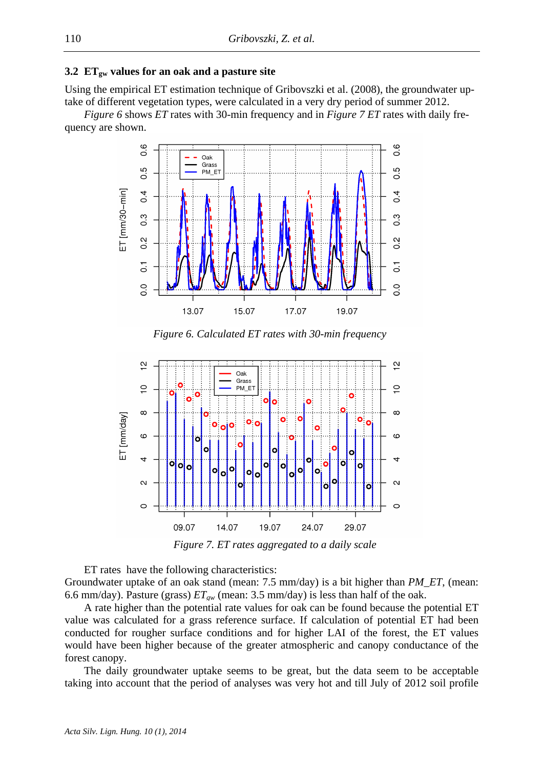### 3.2 $ET_{gw}$ values for an oak and a pasture site

Using the empirical ET estimation technique of Gribovszki et al. (2008), the groundwater uptake of different vegetation types, were calculated in a very dry period of summer 2012.

*Figure 6* shows *ET* rates with 30-min frequency and in *Figure 7 ET* rates with daily frequency are shown.

*Figure 6. Calculated ET rates with 30-min frequency*

*Figure 7. ET rates aggregated to a daily scale*

ET rates have the following characteristics:
Groundwater uptake of an oak stand (mean: 7.5 mm/day) is a bit higher than *PM_ET*, (mean: 6.6 mm/day). Pasture (grass) $ET_{gw}$ (mean: 3.5 mm/day) is less than half of the oak.

A rate higher than the potential rate values for oak can be found because the potential ET value was calculated for a grass reference surface. If calculation of potential ET had been conducted for rougher surface conditions and for higher LAI of the forest, the ET values would have been higher because of the greater atmospheric and canopy conductance of the forest canopy.

The daily groundwater uptake seems to be great, but the data seem to be acceptable taking into account that the period of analyses was very hot and till July of 2012 soil profile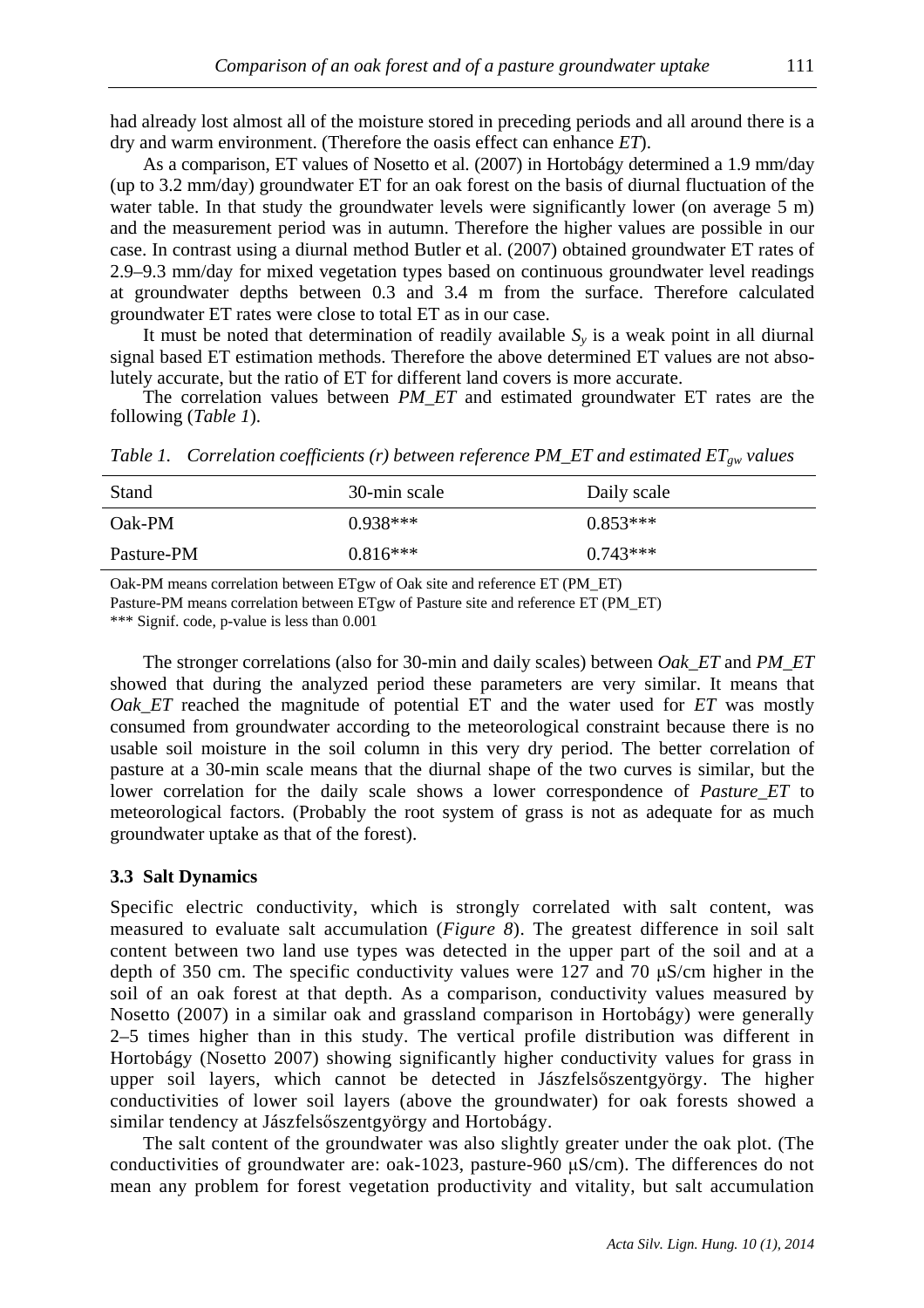had already lost almost all of the moisture stored in preceding periods and all around there is a dry and warm environment. (Therefore the oasis effect can enhance *ET*).

As a comparison, ET values of Nosetto et al. (2007) in Hortobágy determined a 1.9 mm/day (up to 3.2 mm/day) groundwater ET for an oak forest on the basis of diurnal fluctuation of the water table. In that study the groundwater levels were significantly lower (on average 5 m) and the measurement period was in autumn. Therefore the higher values are possible in our case. In contrast using a diurnal method Butler et al. (2007) obtained groundwater ET rates of 2.9–9.3 mm/day for mixed vegetation types based on continuous groundwater level readings at groundwater depths between 0.3 and 3.4 m from the surface. Therefore calculated groundwater ET rates were close to total ET as in our case.

It must be noted that determination of readily available $S_y$ is a weak point in all diurnal signal based ET estimation methods. Therefore the above determined ET values are not absolutely accurate, but the ratio of ET for different land covers is more accurate.

The correlation values between *PM_ET* and estimated groundwater ET rates are the following (*Table 1*).

*Table 1. Correlation coefficients (r) between reference PM_ET and estimated $ET_{gw}$ values*

| Stand | 30-min scale | Daily scale |
|---|---|---|
| Oak-PM | 0.938*** | 0.853*** |
| Pasture-PM | 0.816*** | 0.743*** |

Oak-PM means correlation between ETgw of Oak site and reference ET (PM_ET)
Pasture-PM means correlation between ETgw of Pasture site and reference ET (PM_ET)
*** Signif. code, p-value is less than 0.001

The stronger correlations (also for 30-min and daily scales) between *Oak_ET* and *PM_ET* showed that during the analyzed period these parameters are very similar. It means that *Oak_ET* reached the magnitude of potential ET and the water used for *ET* was mostly consumed from groundwater according to the meteorological constraint because there is no usable soil moisture in the soil column in this very dry period. The better correlation of pasture at a 30-min scale means that the diurnal shape of the two curves is similar, but the lower correlation for the daily scale shows a lower correspondence of *Pasture_ET* to meteorological factors. (Probably the root system of grass is not as adequate for as much groundwater uptake as that of the forest).

### 3.3 Salt Dynamics

Specific electric conductivity, which is strongly correlated with salt content, was measured to evaluate salt accumulation (*Figure 8*). The greatest difference in soil salt content between two land use types was detected in the upper part of the soil and at a depth of 350 cm. The specific conductivity values were 127 and 70 μS/cm higher in the soil of an oak forest at that depth. As a comparison, conductivity values measured by Nosetto (2007) in a similar oak and grassland comparison in Hortobágy) were generally 2–5 times higher than in this study. The vertical profile distribution was different in Hortobágy (Nosetto 2007) showing significantly higher conductivity values for grass in upper soil layers, which cannot be detected in Jászfelsőszentgyörgy. The higher conductivities of lower soil layers (above the groundwater) for oak forests showed a similar tendency at Jászfelsőszentgyörgy and Hortobágy.

The salt content of the groundwater was also slightly greater under the oak plot. (The conductivities of groundwater are: oak-1023, pasture-960 μS/cm). The differences do not mean any problem for forest vegetation productivity and vitality, but salt accumulation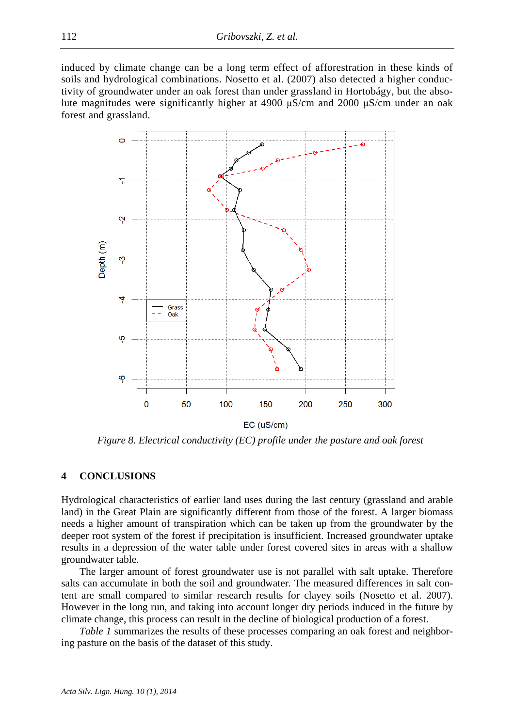induced by climate change can be a long term effect of afforestation in these kinds of soils and hydrological combinations. Nosetto et al. (2007) also detected a higher conductivity of groundwater under an oak forest than under grassland in Hortobágy, but the absolute magnitudes were significantly higher at 4900 µS/cm and 2000 µS/cm under an oak forest and grassland.

*Figure 8. Electrical conductivity (EC) profile under the pasture and oak forest*

## 4 CONCLUSIONS

Hydrological characteristics of earlier land uses during the last century (grassland and arable land) in the Great Plain are significantly different from those of the forest. A larger biomass needs a higher amount of transpiration which can be taken up from the groundwater by the deeper root system of the forest if precipitation is insufficient. Increased groundwater uptake results in a depression of the water table under forest covered sites in areas with a shallow groundwater table.

The larger amount of forest groundwater use is not parallel with salt uptake. Therefore salts can accumulate in both the soil and groundwater. The measured differences in salt content are small compared to similar research results for clayey soils (Nosetto et al. 2007). However in the long run, and taking into account longer dry periods induced in the future by climate change, this process can result in the decline of biological production of a forest.

*Table 1* summarizes the results of these processes comparing an oak forest and neighboring pasture on the basis of the dataset of this study.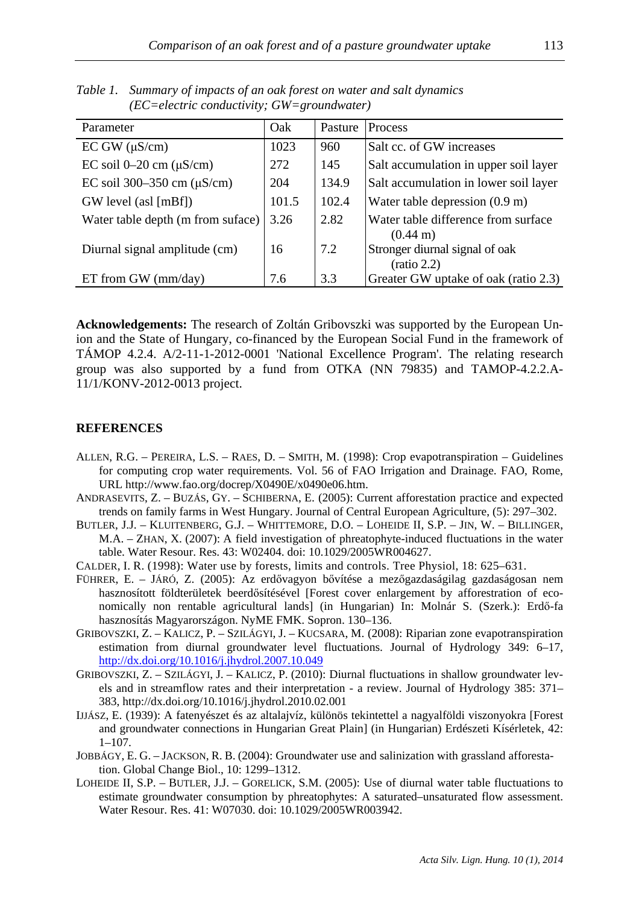*Table 1. Summary of impacts of an oak forest on water and salt dynamics (EC=electric conductivity; GW=groundwater)*

| Parameter | Oak | Pasture | Process |
|---|---|---|---|
| EC GW (μS/cm) | 1023 | 960 | Salt cc. of GW increases |
| EC soil 0–20 cm (μS/cm) | 272 | 145 | Salt accumulation in upper soil layer |
| EC soil 300–350 cm (μS/cm) | 204 | 134.9 | Salt accumulation in lower soil layer |
| GW level (asl [mBf]) | 101.5 | 102.4 | Water table depression (0.9 m) |
| Water table depth (m from suface) | 3.26 | 2.82 | Water table difference from surface (0.44 m) |
| Diurnal signal amplitude (cm) | 16 | 7.2 | Stronger diurnal signal of oak (ratio 2.2) |
| ET from GW (mm/day) | 7.6 | 3.3 | Greater GW uptake of oak (ratio 2.3) |

**Acknowledgements:** The research of Zoltán Gribovszki was supported by the European Union and the State of Hungary, co-financed by the European Social Fund in the framework of TÁMOP 4.2.4. A/2-11-1-2012-0001 'National Excellence Program'. The relating research group was also supported by a fund from OTKA (NN 79835) and TAMOP-4.2.2.A-11/1/KONV-2012-0013 project.

## REFERENCES

ALLEN, R.G. – PEREIRA, L.S. – RAES, D. – SMITH, M. (1998): Crop evapotranspiration – Guidelines for computing crop water requirements. Vol. 56 of FAO Irrigation and Drainage. FAO, Rome, URL http://www.fao.org/docrep/X0490E/x0490e06.htm.

ANDRASEVITS, Z. – BUZÁS, GY. – SCHIBERNA, E. (2005): Current afforestation practice and expected trends on family farms in West Hungary. Journal of Central European Agriculture, (5): 297–302.

BUTLER, J.J. – KLUITENBERG, G.J. – WHITTEMORE, D.O. – LOHEIDE II, S.P. – JIN, W. – BILLINGER, M.A. – ZHAN, X. (2007): A field investigation of phreatophyte-induced fluctuations in the water table. Water Resour. Res. 43: W02404. doi: 10.1029/2005WR004627.

CALDER, I. R. (1998): Water use by forests, limits and controls. Tree Physiol, 18: 625–631.

FÜHRER, E. – JÁRÓ, Z. (2005): Az erdővagyon bővítése a mezőgazdaságilag gazdaságosan nem hasznosított földterületek beerdősítésével [Forest cover enlargement by afforestration of economically non rentable agricultural lands] (in Hungarian) In: Molnár S. (Szerk.): Erdő-fa hasznosítás Magyarországon. NyME FMK. Sopron. 130–136.

GRIBOVSZKI, Z. – KALICZ, P. – SZILÁGYI, J. – KUCSARA, M. (2008): Riparian zone evapotranspiration estimation from diurnal groundwater level fluctuations. Journal of Hydrology 349: 6–17, http://dx.doi.org/10.1016/j.jhydrol.2007.10.049

GRIBOVSZKI, Z. – SZILÁGYI, J. – KALICZ, P. (2010): Diurnal fluctuations in shallow groundwater levels and in streamflow rates and their interpretation - a review. Journal of Hydrology 385: 371–383, http://dx.doi.org/10.1016/j.jhydrol.2010.02.001

IJJÁSZ, E. (1939): A fatenyészet és az altalajvíz, különös tekintettel a nagyalföldi viszonyokra [Forest and groundwater connections in Hungarian Great Plain] (in Hungarian) Erdészeti Kísérletek, 42: 1–107.

JOBBÁGY, E. G. – JACKSON, R. B. (2004): Groundwater use and salinization with grassland afforestation. Global Change Biol., 10: 1299–1312.

LOHEIDE II, S.P. – BUTLER, J.J. – GORELICK, S.M. (2005): Use of diurnal water table fluctuations to estimate groundwater consumption by phreatophytes: A saturated–unsaturated flow assessment. Water Resour. Res. 41: W07030. doi: 10.1029/2005WR003942.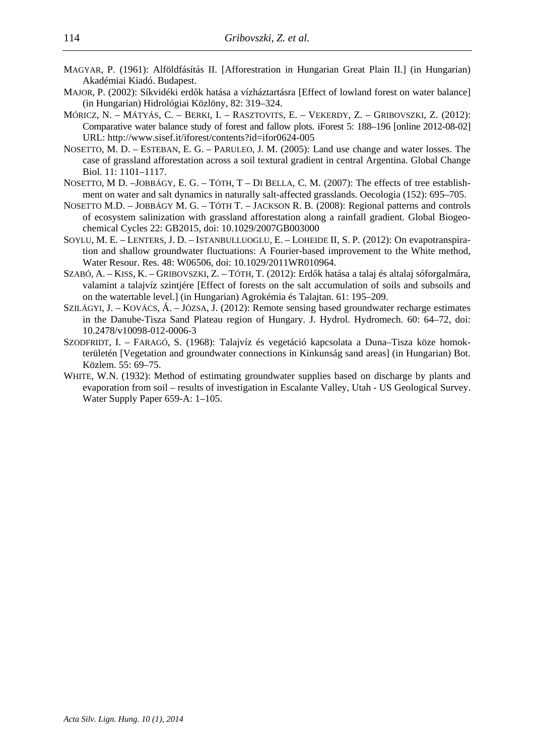MAGYAR, P. (1961): Alföldfásítás II. [Afforestration in Hungarian Great Plain II.] (in Hungarian) Akadémiai Kiadó. Budapest.

MAJOR, P. (2002): Síkvidéki erdők hatása a vízháztartásra [Effect of lowland forest on water balance] (in Hungarian) Hidrológiai Közlöny, 82: 319–324.

MÓRICZ, N. – MÁTYÁS, C. – BERKI, I. – RASZTOVITS, E. – VEKERDY, Z. – GRIBOVSZKI, Z. (2012): Comparative water balance study of forest and fallow plots. iForest 5: 188–196 [online 2012-08-02] URL: http://www.sisef.it/iforest/contents?id=ifor0624-005

NOSETTO, M. D. – ESTEBAN, E. G. – PARULEO, J. M. (2005): Land use change and water losses. The case of grassland afforestation across a soil textural gradient in central Argentina. Global Change Biol. 11: 1101–1117.

NOSETTO, M D. –JOBBÁGY, E. G. – TÓTH, T – DI BELLA, C. M. (2007): The effects of tree establishment on water and salt dynamics in naturally salt-affected grasslands. Oecologia (152): 695–705.

NOSETTO M.D. – JOBBÁGY M. G. – TÓTH T. – JACKSON R. B. (2008): Regional patterns and controls of ecosystem salinization with grassland afforestation along a rainfall gradient. Global Biogeochemical Cycles 22: GB2015, doi: 10.1029/2007GB003000

SOYLU, M. E. – LENTERS, J. D. – ISTANBULLUOGLU, E. – LOHEIDE II, S. P. (2012): On evapotranspiration and shallow groundwater fluctuations: A Fourier-based improvement to the White method, Water Resour. Res. 48: W06506, doi: 10.1029/2011WR010964.

SZABÓ, A. – KISS, K. – GRIBOVSZKI, Z. – TÓTH, T. (2012): Erdők hatása a talaj és altalaj sóforgalmára, valamint a talajvíz szintjére [Effect of forests on the salt accumulation of soils and subsoils and on the watertable level.] (in Hungarian) Agrokémia és Talajtan. 61: 195–209.

SZILÁGYI, J. – KOVÁCS, Á. – JÓZSA, J. (2012): Remote sensing based groundwater recharge estimates in the Danube-Tisza Sand Plateau region of Hungary. J. Hydrol. Hydromech. 60: 64–72, doi: 10.2478/v10098-012-0006-3

SZODFRIDT, I. – FARAGÓ, S. (1968): Talajvíz és vegetáció kapcsolata a Duna–Tisza köze homokterületén [Vegetation and groundwater connections in Kinkunság sand areas] (in Hungarian) Bot. Közlem. 55: 69–75.

WHITE, W.N. (1932): Method of estimating groundwater supplies based on discharge by plants and evaporation from soil – results of investigation in Escalante Valley, Utah - US Geological Survey. Water Supply Paper 659-A: 1–105.